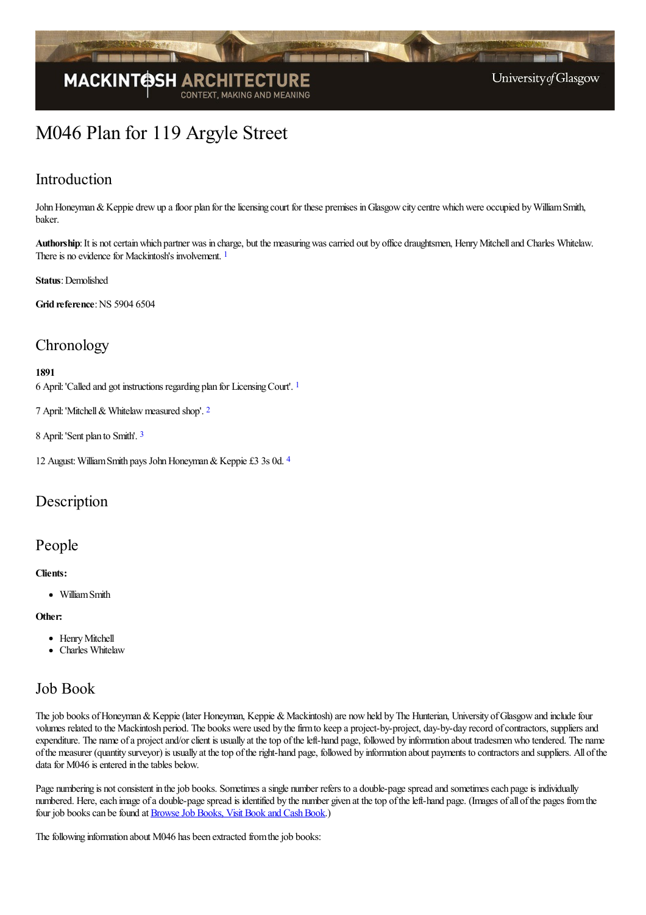# M046 Plan for 119 Argyle Street

## Introduction

John Honeyman & Keppie drew up a floor plan for the licensing court for these premises in Glasgow city centre which were occupied by William Smith, baker.

**Authorship**: It is not certain which partner was in charge, but the measuring was carried out by office draughtsmen, Henry Mitchell and Charles Whitelaw. There is no evidence for Mackintosh's involvement. [1]

**Status**: Demolished

**Grid reference**: NS 5904 6504

## Chronology

**1891**

6 April: 'Called and got instructions regarding plan for Licensing Court'. [1]

7 April: 'Mitchell & Whitelaw measured shop'. [2]

8 April: 'Sent plan to Smith'. [3]

12 August: William Smith pays John Honeyman & Keppie £3 3s 0d. [4]

## Description

## People

**Clients:**

- William Smith

**Other:**

- Henry Mitchell
- Charles Whitelaw

## Job Book

The job books of Honeyman & Keppie (later Honeyman, Keppie & Mackintosh) are now held by The Hunterian, University of Glasgow and include four volumes related to the Mackintosh period. The books were used by the firm to keep a project-by-project, day-by-day record of contractors, suppliers and expenditure. The name of a project and/or client is usually at the top of the left-hand page, followed by information about tradesmen who tendered. The name of the measurer (quantity surveyor) is usually at the top of the right-hand page, followed by information about payments to contractors and suppliers. All of the data for M046 is entered in the tables below.

Page numbering is not consistent in the job books. Sometimes a single number refers to a double-page spread and sometimes each page is individually numbered. Here, each image of a double-page spread is identified by the number given at the top of the left-hand page. (Images of all of the pages from the four job books can be found at Browse Job Books, Visit Book and Cash Book.)

The following information about M046 has been extracted from the job books: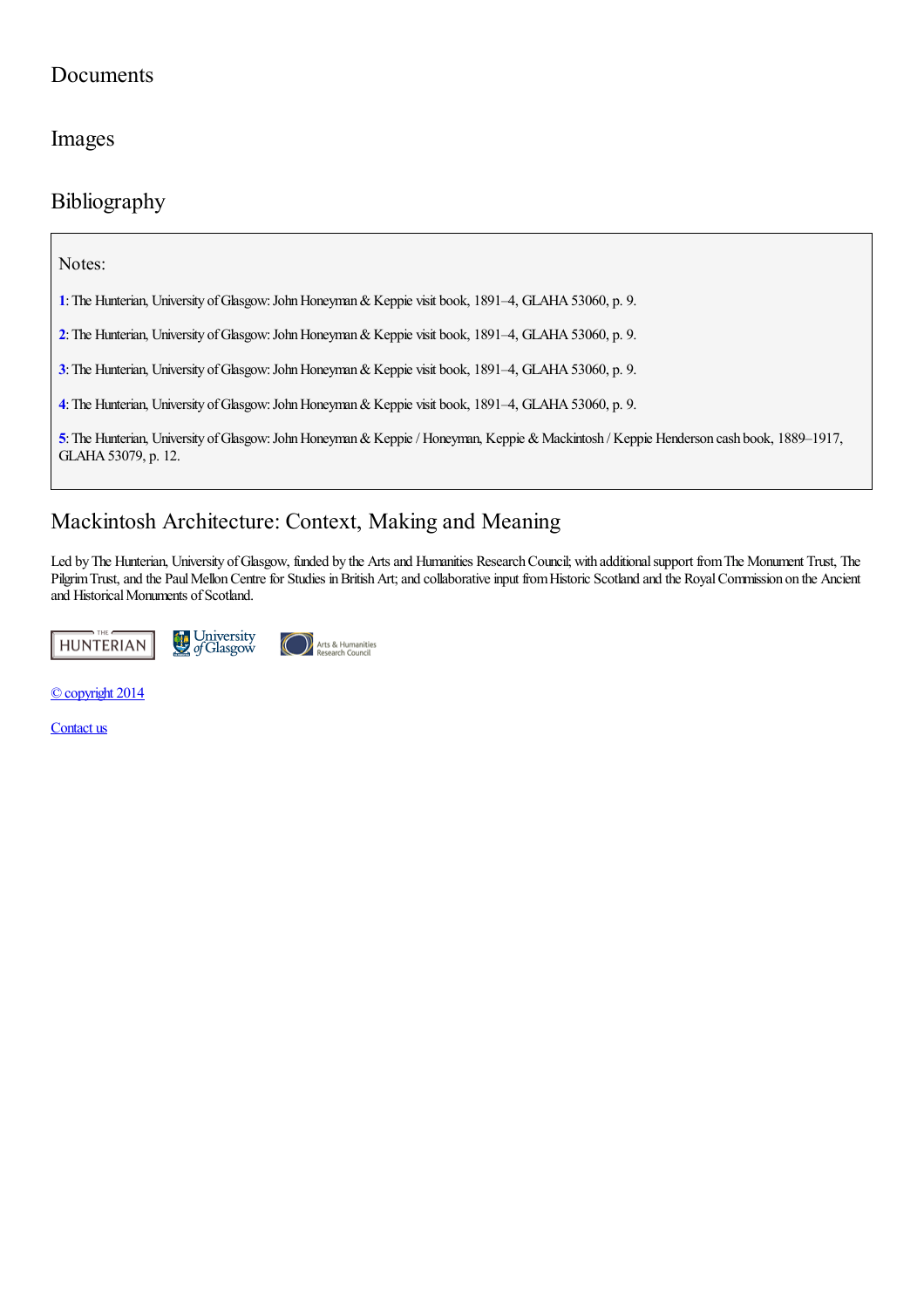## Documents

## Images

## Bibliography

Notes:

1: The Hunterian, University of Glasgow: John Honeyman & Keppie visit book, 1891–4, GLAHA 53060, p. 9.

2: The Hunterian, University of Glasgow: John Honeyman & Keppie visit book, 1891–4, GLAHA 53060, p. 9.

3: The Hunterian, University of Glasgow: John Honeyman & Keppie visit book, 1891–4, GLAHA 53060, p. 9.

4: The Hunterian, University of Glasgow: John Honeyman & Keppie visit book, 1891–4, GLAHA 53060, p. 9.

5: The Hunterian, University of Glasgow: John Honeyman & Keppie / Honeyman, Keppie & Mackintosh / Keppie Henderson cash book, 1889–1917, GLAHA 53079, p. 12.

## Mackintosh Architecture: Context, Making and Meaning

Led by The Hunterian, University of Glasgow, funded by the Arts and Humanities Research Council; with additional support from The Monument Trust, The Pilgrim Trust, and the Paul Mellon Centre for Studies in British Art; and collaborative input from Historic Scotland and the Royal Commission on the Ancient and Historical Monuments of Scotland.

THE HUNTERIAN University of Glasgow Arts & Humanities Research Council

© copyright 2014

Contact us